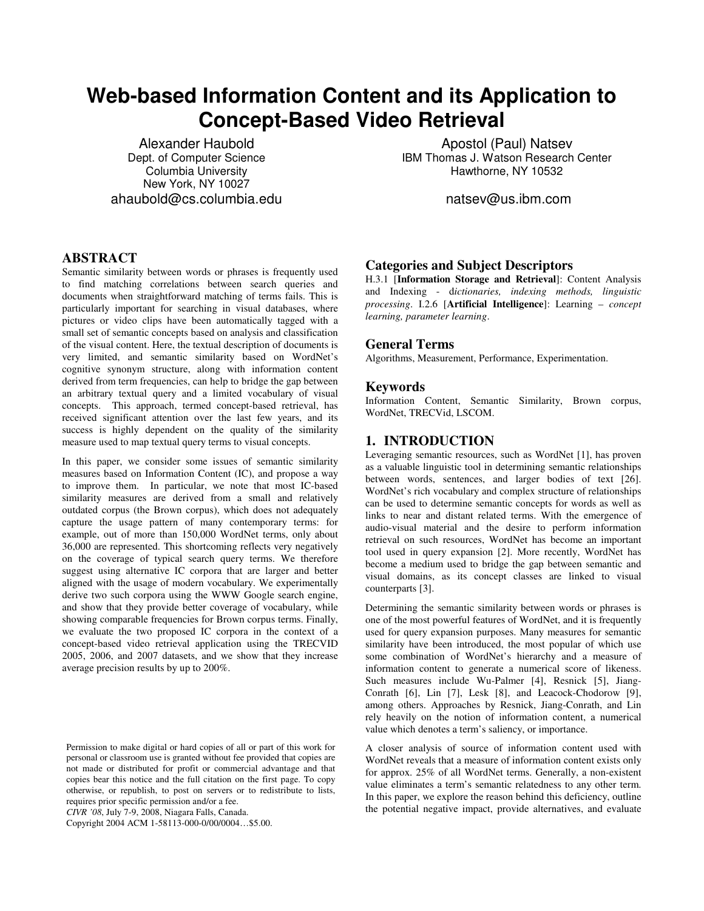# Web-based Information Content and its Application to Concept-Based Video Retrieval

Alexander Haubold
Dept. of Computer Science
Columbia University
New York, NY 10027
ahaubold@cs.columbia.edu

Apostol (Paul) Natsev
IBM Thomas J. Watson Research Center
Hawthorne, NY 10532
natsev@us.ibm.com

## ABSTRACT

Semantic similarity between words or phrases is frequently used to find matching correlations between search queries and documents when straightforward matching of terms fails. This is particularly important for searching in visual databases, where pictures or video clips have been automatically tagged with a small set of semantic concepts based on analysis and classification of the visual content. Here, the textual description of documents is very limited, and semantic similarity based on WordNet's cognitive synonym structure, along with information content derived from term frequencies, can help to bridge the gap between an arbitrary textual query and a limited vocabulary of visual concepts. This approach, termed concept-based retrieval, has received significant attention over the last few years, and its success is highly dependent on the quality of the similarity measure used to map textual query terms to visual concepts.

In this paper, we consider some issues of semantic similarity measures based on Information Content (IC), and propose a way to improve them. In particular, we note that most IC-based similarity measures are derived from a small and relatively outdated corpus (the Brown corpus), which does not adequately capture the usage pattern of many contemporary terms: for example, out of more than 150,000 WordNet terms, only about 36,000 are represented. This shortcoming reflects very negatively on the coverage of typical search query terms. We therefore suggest using alternative IC corpora that are larger and better aligned with the usage of modern vocabulary. We experimentally derive two such corpora using the WWW Google search engine, and show that they provide better coverage of vocabulary, while showing comparable frequencies for Brown corpus terms. Finally, we evaluate the two proposed IC corpora in the context of a concept-based video retrieval application using the TRECVID 2005, 2006, and 2007 datasets, and we show that they increase average precision results by up to 200%.

Permission to make digital or hard copies of all or part of this work for personal or classroom use is granted without fee provided that copies are not made or distributed for profit or commercial advantage and that copies bear this notice and the full citation on the first page. To copy otherwise, or republish, to post on servers or to redistribute to lists, requires prior specific permission and/or a fee.
*CIVR '08*, July 7-9, 2008, Niagara Falls, Canada.
Copyright 2004 ACM 1-58113-000-0/00/0004…$5.00.

## Categories and Subject Descriptors

H.3.1 [**Information Storage and Retrieval**]: Content Analysis and Indexing - d*ictionaries, indexing methods, linguistic processing*. I.2.6 [**Artificial Intelligence**]: Learning – *concept learning, parameter learning*.

## General Terms

Algorithms, Measurement, Performance, Experimentation.

## Keywords

Information Content, Semantic Similarity, Brown corpus, WordNet, TRECVid, LSCOM.

## 1. INTRODUCTION

Leveraging semantic resources, such as WordNet [1], has proven as a valuable linguistic tool in determining semantic relationships between words, sentences, and larger bodies of text [26]. WordNet's rich vocabulary and complex structure of relationships can be used to determine semantic concepts for words as well as links to near and distant related terms. With the emergence of audio-visual material and the desire to perform information retrieval on such resources, WordNet has become an important tool used in query expansion [2]. More recently, WordNet has become a medium used to bridge the gap between semantic and visual domains, as its concept classes are linked to visual counterparts [3].

Determining the semantic similarity between words or phrases is one of the most powerful features of WordNet, and it is frequently used for query expansion purposes. Many measures for semantic similarity have been introduced, the most popular of which use some combination of WordNet's hierarchy and a measure of information content to generate a numerical score of likeness. Such measures include Wu-Palmer [4], Resnick [5], Jiang-Conrath [6], Lin [7], Lesk [8], and Leacock-Chodorow [9], among others. Approaches by Resnick, Jiang-Conrath, and Lin rely heavily on the notion of information content, a numerical value which denotes a term's saliency, or importance.

A closer analysis of source of information content used with WordNet reveals that a measure of information content exists only for approx. 25% of all WordNet terms. Generally, a non-existent value eliminates a term's semantic relatedness to any other term. In this paper, we explore the reason behind this deficiency, outline the potential negative impact, provide alternatives, and evaluate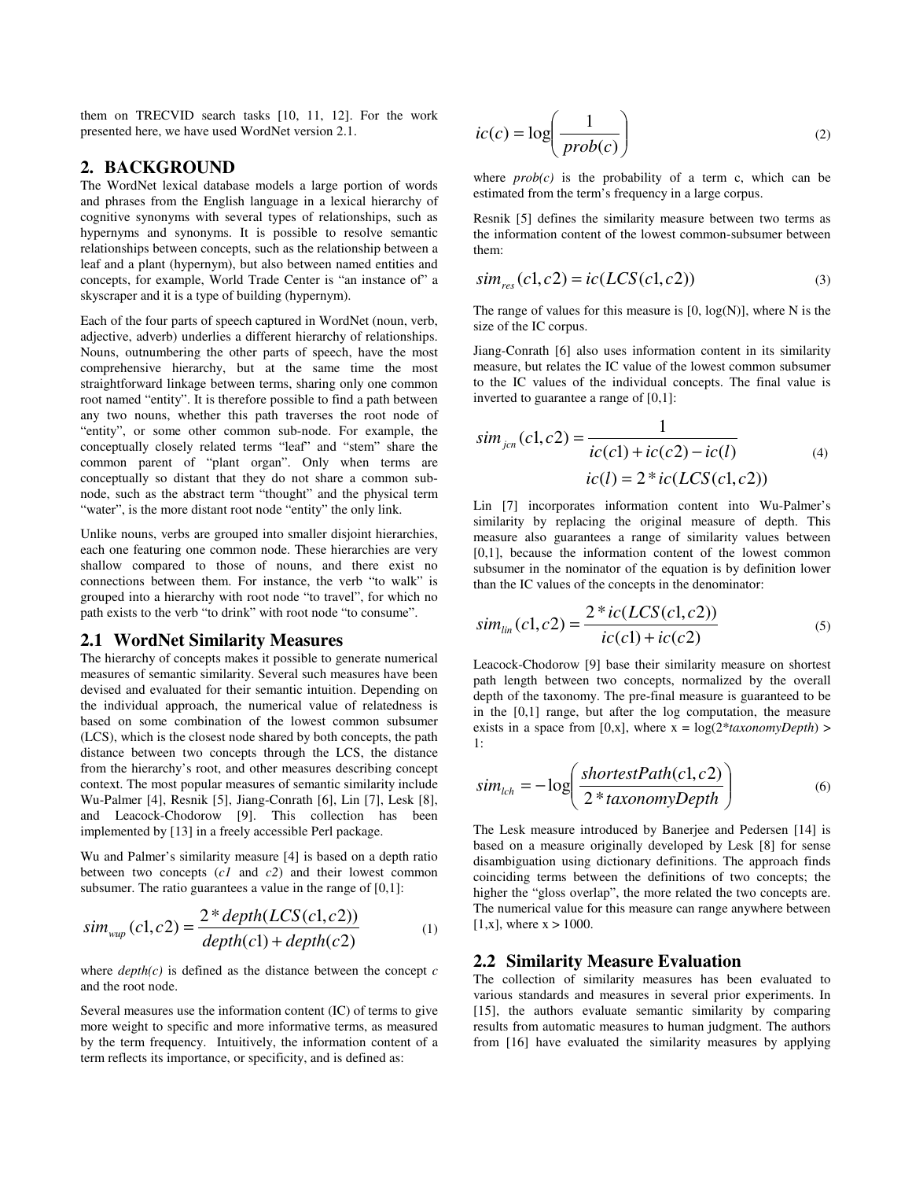them on TRECVID search tasks [10, 11, 12]. For the work presented here, we have used WordNet version 2.1.

## 2. BACKGROUND

The WordNet lexical database models a large portion of words and phrases from the English language in a lexical hierarchy of cognitive synonyms with several types of relationships, such as hypernyms and synonyms. It is possible to resolve semantic relationships between concepts, such as the relationship between a leaf and a plant (hypernym), but also between named entities and concepts, for example, World Trade Center is "an instance of" a skyscraper and it is a type of building (hypernym).

Each of the four parts of speech captured in WordNet (noun, verb, adjective, adverb) underlies a different hierarchy of relationships. Nouns, outnumbering the other parts of speech, have the most comprehensive hierarchy, but at the same time the most straightforward linkage between terms, sharing only one common root named "entity". It is therefore possible to find a path between any two nouns, whether this path traverses the root node of "entity", or some other common sub-node. For example, the conceptually closely related terms "leaf" and "stem" share the common parent of "plant organ". Only when terms are conceptually so distant that they do not share a common sub-node, such as the abstract term "thought" and the physical term "water", is the more distant root node "entity" the only link.

Unlike nouns, verbs are grouped into smaller disjoint hierarchies, each one featuring one common node. These hierarchies are very shallow compared to those of nouns, and there exist no connections between them. For instance, the verb "to walk" is grouped into a hierarchy with root node "to travel", for which no path exists to the verb "to drink" with root node "to consume".

### 2.1 WordNet Similarity Measures

The hierarchy of concepts makes it possible to generate numerical measures of semantic similarity. Several such measures have been devised and evaluated for their semantic intuition. Depending on the individual approach, the numerical value of relatedness is based on some combination of the lowest common subsumer (LCS), which is the closest node shared by both concepts, the path distance between two concepts through the LCS, the distance from the hierarchy's root, and other measures describing concept context. The most popular measures of semantic similarity include Wu-Palmer [4], Resnik [5], Jiang-Conrath [6], Lin [7], Lesk [8], and Leacock-Chodorow [9]. This collection has been implemented by [13] in a freely accessible Perl package.

Wu and Palmer's similarity measure [4] is based on a depth ratio between two concepts (*c1* and *c2*) and their lowest common subsumer. The ratio guarantees a value in the range of [0,1]:

$$sim_{wup}(c1,c2) = \frac{2*depth(LCS(c1,c2))}{depth(c1)+depth(c2)} \tag{1}$$

where *depth(c)* is defined as the distance between the concept *c* and the root node.

Several measures use the information content (IC) of terms to give more weight to specific and more informative terms, as measured by the term frequency. Intuitively, the information content of a term reflects its importance, or specificity, and is defined as:

$$ic(c) = \log\left(\frac{1}{prob(c)}\right) \tag{2}$$

where *prob(c)* is the probability of a term c, which can be estimated from the term's frequency in a large corpus.

Resnik [5] defines the similarity measure between two terms as the information content of the lowest common-subsumer between them:

$$sim_{res}(c1,c2) = ic(LCS(c1,c2)) \tag{3}$$

The range of values for this measure is [0, log(N)], where N is the size of the IC corpus.

Jiang-Conrath [6] also uses information content in its similarity measure, but relates the IC value of the lowest common subsumer to the IC values of the individual concepts. The final value is inverted to guarantee a range of [0,1]:

$$sim_{jcn}(c1,c2) = \frac{1}{ic(c1)+ic(c2)-ic(l)} \qquad ic(l) = 2*ic(LCS(c1,c2)) \tag{4}$$

Lin [7] incorporates information content into Wu-Palmer's similarity by replacing the original measure of depth. This measure also guarantees a range of similarity values between [0,1], because the information content of the lowest common subsumer in the nominator of the equation is by definition lower than the IC values of the concepts in the denominator:

$$sim_{lin}(c1,c2) = \frac{2*ic(LCS(c1,c2))}{ic(c1)+ic(c2)} \tag{5}$$

Leacock-Chodorow [9] base their similarity measure on shortest path length between two concepts, normalized by the overall depth of the taxonomy. The pre-final measure is guaranteed to be in the [0,1] range, but after the log computation, the measure exists in a space from [0,x], where x = log(2\**taxonomyDepth*) > 1:

$$sim_{lch} = -\log\left(\frac{shortestPath(c1,c2)}{2*taxonomyDepth}\right) \tag{6}$$

The Lesk measure introduced by Banerjee and Pedersen [14] is based on a measure originally developed by Lesk [8] for sense disambiguation using dictionary definitions. The approach finds coinciding terms between the definitions of two concepts; the higher the "gloss overlap", the more related the two concepts are. The numerical value for this measure can range anywhere between [1,x], where x > 1000.

### 2.2 Similarity Measure Evaluation

The collection of similarity measures has been evaluated to various standards and measures in several prior experiments. In [15], the authors evaluate semantic similarity by comparing results from automatic measures to human judgment. The authors from [16] have evaluated the similarity measures by applying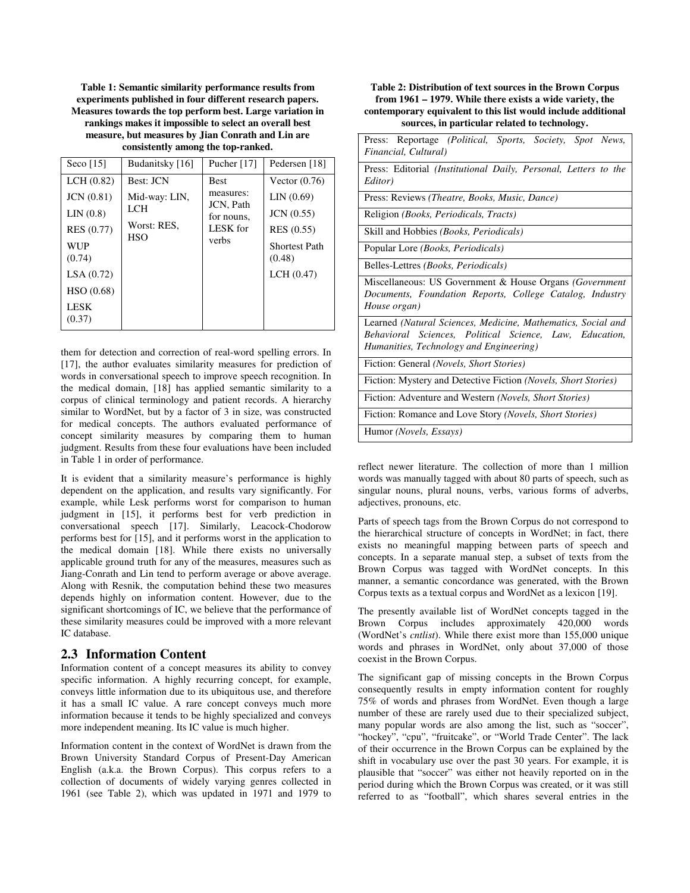**Table 1: Semantic similarity performance results from experiments published in four different research papers. Measures towards the top perform best. Large variation in rankings makes it impossible to select an overall best measure, but measures by Jian Conrath and Lin are consistently among the top-ranked.**

| Seco [15] | Budanitsky [16] | Pucher [17] | Pedersen [18] |
|---|---|---|---|
| LCH (0.82) | Best: JCN | Best measures: JCN, Path for nouns, LESK for verbs | Vector (0.76) |
| JCN (0.81) | Mid-way: LIN, LCH | | LIN (0.69) |
| LIN (0.8) | Worst: RES, HSO | | JCN (0.55) |
| RES (0.77) | | | RES (0.55) |
| WUP (0.74) | | | Shortest Path (0.48) |
| LSA (0.72) | | | LCH (0.47) |
| HSO (0.68) | | | |
| LESK (0.37) | | | |

them for detection and correction of real-word spelling errors. In [17], the author evaluates similarity measures for prediction of words in conversational speech to improve speech recognition. In the medical domain, [18] has applied semantic similarity to a corpus of clinical terminology and patient records. A hierarchy similar to WordNet, but by a factor of 3 in size, was constructed for medical concepts. The authors evaluated performance of concept similarity measures by comparing them to human judgment. Results from these four evaluations have been included in Table 1 in order of performance.

It is evident that a similarity measure's performance is highly dependent on the application, and results vary significantly. For example, while Lesk performs worst for comparison to human judgment in [15], it performs best for verb prediction in conversational speech [17]. Similarly, Leacock-Chodorow performs best for [15], and it performs worst in the application to the medical domain [18]. While there exists no universally applicable ground truth for any of the measures, measures such as Jiang-Conrath and Lin tend to perform average or above average. Along with Resnik, the computation behind these two measures depends highly on information content. However, due to the significant shortcomings of IC, we believe that the performance of these similarity measures could be improved with a more relevant IC database.

## 2.3 Information Content

Information content of a concept measures its ability to convey specific information. A highly recurring concept, for example, conveys little information due to its ubiquitous use, and therefore it has a small IC value. A rare concept conveys much more information because it tends to be highly specialized and conveys more independent meaning. Its IC value is much higher.

Information content in the context of WordNet is drawn from the Brown University Standard Corpus of Present-Day American English (a.k.a. the Brown Corpus). This corpus refers to a collection of documents of widely varying genres collected in 1961 (see Table 2), which was updated in 1971 and 1979 to reflect newer literature. The collection of more than 1 million words was manually tagged with about 80 parts of speech, such as singular nouns, plural nouns, verbs, various forms of adverbs, adjectives, pronouns, etc.

**Table 2: Distribution of text sources in the Brown Corpus from 1961 – 1979. While there exists a wide variety, the contemporary equivalent to this list would include additional sources, in particular related to technology.**

| |
|---|
| Press: Reportage *(Political, Sports, Society, Spot News, Financial, Cultural)* |
| Press: Editorial *(Institutional Daily, Personal, Letters to the Editor)* |
| Press: Reviews *(Theatre, Books, Music, Dance)* |
| Religion *(Books, Periodicals, Tracts)* |
| Skill and Hobbies *(Books, Periodicals)* |
| Popular Lore *(Books, Periodicals)* |
| Belles-Lettres *(Books, Periodicals)* |
| Miscellaneous: US Government & House Organs *(Government Documents, Foundation Reports, College Catalog, Industry House organ)* |
| Learned *(Natural Sciences, Medicine, Mathematics, Social and Behavioral Sciences, Political Science, Law, Education, Humanities, Technology and Engineering)* |
| Fiction: General *(Novels, Short Stories)* |
| Fiction: Mystery and Detective Fiction *(Novels, Short Stories)* |
| Fiction: Adventure and Western *(Novels, Short Stories)* |
| Fiction: Romance and Love Story *(Novels, Short Stories)* |
| Humor *(Novels, Essays)* |

Parts of speech tags from the Brown Corpus do not correspond to the hierarchical structure of concepts in WordNet; in fact, there exists no meaningful mapping between parts of speech and concepts. In a separate manual step, a subset of texts from the Brown Corpus was tagged with WordNet concepts. In this manner, a semantic concordance was generated, with the Brown Corpus texts as a textual corpus and WordNet as a lexicon [19].

The presently available list of WordNet concepts tagged in the Brown Corpus includes approximately 420,000 words (WordNet's *cntlist*). While there exist more than 155,000 unique words and phrases in WordNet, only about 37,000 of those coexist in the Brown Corpus.

The significant gap of missing concepts in the Brown Corpus consequently results in empty information content for roughly 75% of words and phrases from WordNet. Even though a large number of these are rarely used due to their specialized subject, many popular words are also among the list, such as "soccer", "hockey", "cpu", "fruitcake", or "World Trade Center". The lack of their occurrence in the Brown Corpus can be explained by the shift in vocabulary use over the past 30 years. For example, it is plausible that "soccer" was either not heavily reported on in the period during which the Brown Corpus was created, or it was still referred to as "football", which shares several entries in the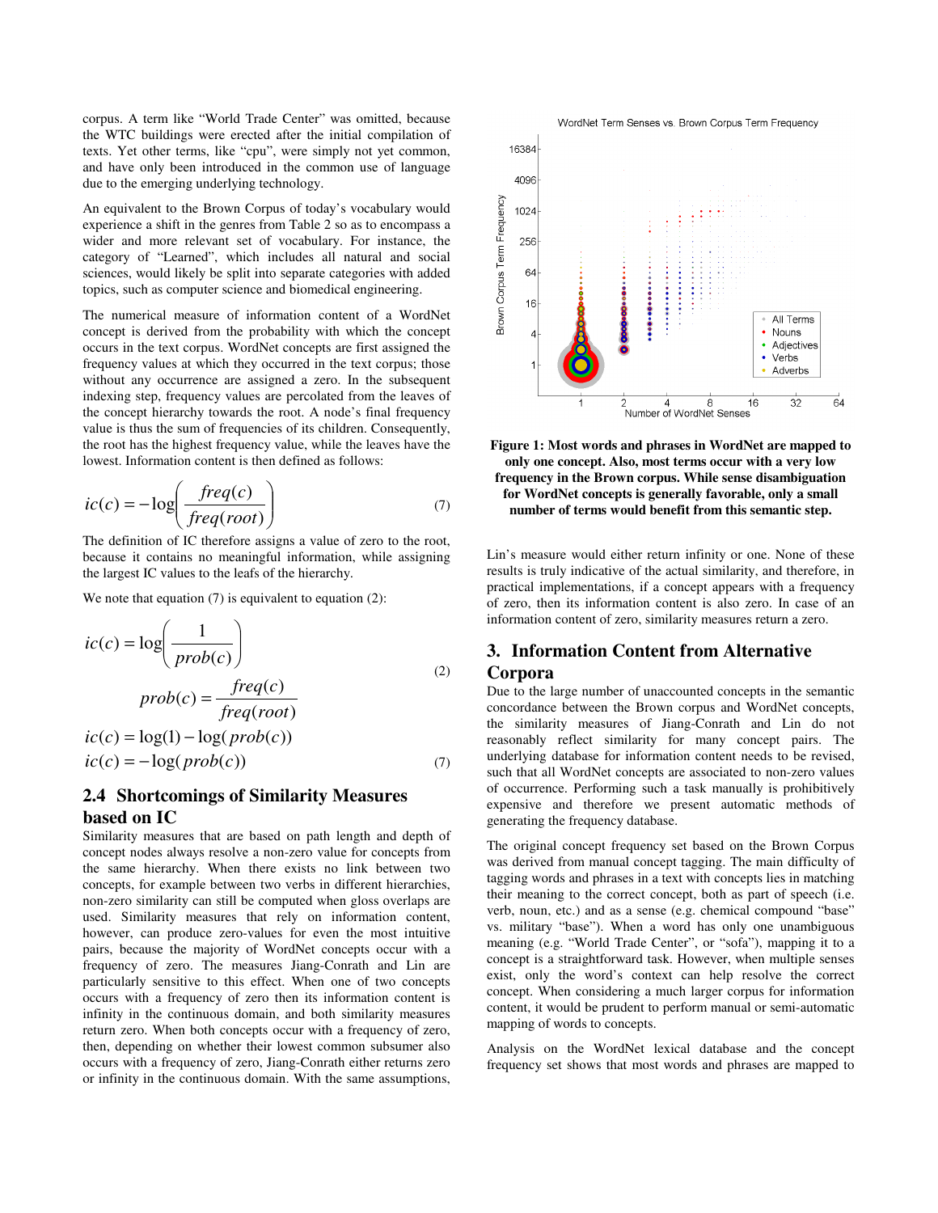corpus. A term like "World Trade Center" was omitted, because the WTC buildings were erected after the initial compilation of texts. Yet other terms, like "cpu", were simply not yet common, and have only been introduced in the common use of language due to the emerging underlying technology.

An equivalent to the Brown Corpus of today's vocabulary would experience a shift in the genres from Table 2 so as to encompass a wider and more relevant set of vocabulary. For instance, the category of "Learned", which includes all natural and social sciences, would likely be split into separate categories with added topics, such as computer science and biomedical engineering.

The numerical measure of information content of a WordNet concept is derived from the probability with which the concept occurs in the text corpus. WordNet concepts are first assigned the frequency values at which they occurred in the text corpus; those without any occurrence are assigned a zero. In the subsequent indexing step, frequency values are percolated from the leaves of the concept hierarchy towards the root. A node's final frequency value is thus the sum of frequencies of its children. Consequently, the root has the highest frequency value, while the leaves have the lowest. Information content is then defined as follows:

$$ic(c) = -\log\left(\frac{freq(c)}{freq(root)}\right) \quad (7)$$

The definition of IC therefore assigns a value of zero to the root, because it contains no meaningful information, while assigning the largest IC values to the leafs of the hierarchy.

We note that equation (7) is equivalent to equation (2):

$$ic(c) = \log\left(\frac{1}{prob(c)}\right)$$

$$prob(c) = \frac{freq(c)}{freq(root)} \quad (2)$$

$$ic(c) = \log(1) - \log(prob(c))$$

$$ic(c) = -\log(prob(c)) \quad (7)$$

## 2.4 Shortcomings of Similarity Measures based on IC

Similarity measures that are based on path length and depth of concept nodes always resolve a non-zero value for concepts from the same hierarchy. When there exists no link between two concepts, for example between two verbs in different hierarchies, non-zero similarity can still be computed when gloss overlaps are used. Similarity measures that rely on information content, however, can produce zero-values for even the most intuitive pairs, because the majority of WordNet concepts occur with a frequency of zero. The measures Jiang-Conrath and Lin are particularly sensitive to this effect. When one of two concepts occurs with a frequency of zero then its information content is infinity in the continuous domain, and both similarity measures return zero. When both concepts occur with a frequency of zero, then, depending on whether their lowest common subsumer also occurs with a frequency of zero, Jiang-Conrath either returns zero or infinity in the continuous domain. With the same assumptions, Lin's measure would either return infinity or one. None of these results is truly indicative of the actual similarity, and therefore, in practical implementations, if a concept appears with a frequency of zero, then its information content is also zero. In case of an information content of zero, similarity measures return a zero.

**Figure 1: Most words and phrases in WordNet are mapped to only one concept. Also, most terms occur with a very low frequency in the Brown corpus. While sense disambiguation for WordNet concepts is generally favorable, only a small number of terms would benefit from this semantic step.**

## 3. Information Content from Alternative Corpora

Due to the large number of unaccounted concepts in the semantic concordance between the Brown corpus and WordNet concepts, the similarity measures of Jiang-Conrath and Lin do not reasonably reflect similarity for many concept pairs. The underlying database for information content needs to be revised, such that all WordNet concepts are associated to non-zero values of occurrence. Performing such a task manually is prohibitively expensive and therefore we present automatic methods of generating the frequency database.

The original concept frequency set based on the Brown Corpus was derived from manual concept tagging. The main difficulty of tagging words and phrases in a text with concepts lies in matching their meaning to the correct concept, both as part of speech (i.e. verb, noun, etc.) and as a sense (e.g. chemical compound "base" vs. military "base"). When a word has only one unambiguous meaning (e.g. "World Trade Center", or "sofa"), mapping it to a concept is a straightforward task. However, when multiple senses exist, only the word's context can help resolve the correct concept. When considering a much larger corpus for information content, it would be prudent to perform manual or semi-automatic mapping of words to concepts.

Analysis on the WordNet lexical database and the concept frequency set shows that most words and phrases are mapped to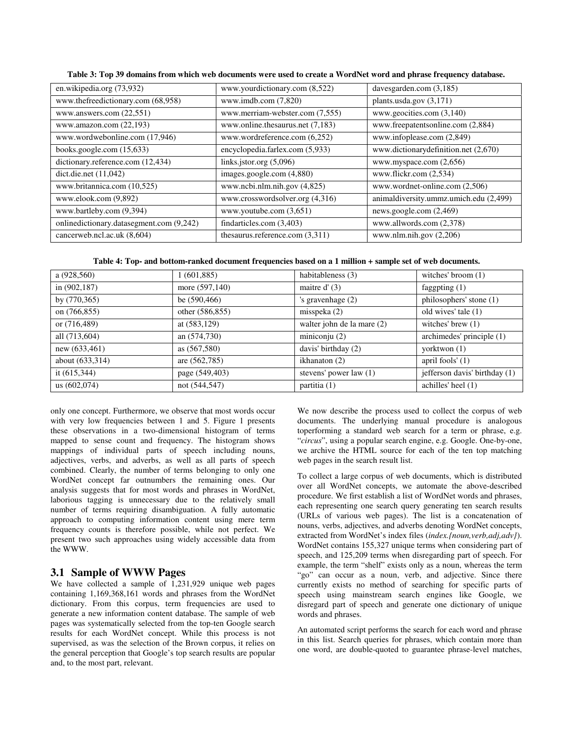**Table 3: Top 39 domains from which web documents were used to create a WordNet word and phrase frequency database.**

| | | |
|---|---|---|
| en.wikipedia.org (73,932) | www.yourdictionary.com (8,522) | davesgarden.com (3,185) |
| www.thefreedictionary.com (68,958) | www.imdb.com (7,820) | plants.usda.gov (3,171) |
| www.answers.com (22,551) | www.merriam-webster.com (7,555) | www.geocities.com (3,140) |
| www.amazon.com (22,193) | www.online.thesaurus.net (7,183) | www.freepatentsonline.com (2,884) |
| www.wordwebonline.com (17,946) | www.wordreference.com (6,252) | www.infoplease.com (2,849) |
| books.google.com (15,633) | encyclopedia.farlex.com (5,933) | www.dictionarydefinition.net (2,670) |
| dictionary.reference.com (12,434) | links.jstor.org (5,096) | www.myspace.com (2,656) |
| dict.die.net (11,042) | images.google.com (4,880) | www.flickr.com (2,534) |
| www.britannica.com (10,525) | www.ncbi.nlm.nih.gov (4,825) | www.wordnet-online.com (2,506) |
| www.elook.com (9,892) | www.crosswordsolver.org (4,316) | animaldiversity.ummz.umich.edu (2,499) |
| www.bartleby.com (9,394) | www.youtube.com (3,651) | news.google.com (2,469) |
| onlinedictionary.datasegment.com (9,242) | findarticles.com (3,403) | www.allwords.com (2,378) |
| cancerweb.ncl.ac.uk (8,604) | thesaurus.reference.com (3,311) | www.nlm.nih.gov (2,206) |

**Table 4: Top- and bottom-ranked document frequencies based on a 1 million + sample set of web documents.**

| | | | |
|---|---|---|---|
| a (928,560) | 1 (601,885) | habitableness (3) | witches' broom (1) |
| in (902,187) | more (597,140) | maitre d' (3) | faggpting (1) |
| by (770,365) | be (590,466) | 's gravenhage (2) | philosophers' stone (1) |
| on (766,855) | other (586,855) | misspeka (2) | old wives' tale (1) |
| or (716,489) | at (583,129) | walter john de la mare (2) | witches' brew (1) |
| all (713,604) | an (574,730) | miniconju (2) | archimedes' principle (1) |
| new (633,461) | as (567,580) | davis' birthday (2) | yorktwon (1) |
| about (633,314) | are (562,785) | ikhanaton (2) | april fools' (1) |
| it (615,344) | page (549,403) | stevens' power law (1) | jefferson davis' birthday (1) |
| us (602,074) | not (544,547) | partitia (1) | achilles' heel (1) |

only one concept. Furthermore, we observe that most words occur with very low frequencies between 1 and 5. Figure 1 presents these observations in a two-dimensional histogram of terms mapped to sense count and frequency. The histogram shows mappings of individual parts of speech including nouns, adjectives, verbs, and adverbs, as well as all parts of speech combined. Clearly, the number of terms belonging to only one WordNet concept far outnumbers the remaining ones. Our analysis suggests that for most words and phrases in WordNet, laborious tagging is unnecessary due to the relatively small number of terms requiring disambiguation. A fully automatic approach to computing information content using mere term frequency counts is therefore possible, while not perfect. We present two such approaches using widely accessible data from the WWW.

## 3.1 Sample of WWW Pages

We have collected a sample of 1,231,929 unique web pages containing 1,169,368,161 words and phrases from the WordNet dictionary. From this corpus, term frequencies are used to generate a new information content database. The sample of web pages was systematically selected from the top-ten Google search results for each WordNet concept. While this process is not supervised, as was the selection of the Brown corpus, it relies on the general perception that Google's top search results are popular and, to the most part, relevant.

We now describe the process used to collect the corpus of web documents. The underlying manual procedure is analogous toperforming a standard web search for a term or phrase, e.g. "*circus*", using a popular search engine, e.g. Google. One-by-one, we archive the HTML source for each of the ten top matching web pages in the search result list.

To collect a large corpus of web documents, which is distributed over all WordNet concepts, we automate the above-described procedure. We first establish a list of WordNet words and phrases, each representing one search query generating ten search results (URLs of various web pages). The list is a concatenation of nouns, verbs, adjectives, and adverbs denoting WordNet concepts, extracted from WordNet's index files (*index.{noun,verb,adj,adv}*). WordNet contains 155,327 unique terms when considering part of speech, and 125,209 terms when disregarding part of speech. For example, the term "shelf" exists only as a noun, whereas the term "go" can occur as a noun, verb, and adjective. Since there currently exists no method of searching for specific parts of speech using mainstream search engines like Google, we disregard part of speech and generate one dictionary of unique words and phrases.

An automated script performs the search for each word and phrase in this list. Search queries for phrases, which contain more than one word, are double-quoted to guarantee phrase-level matches,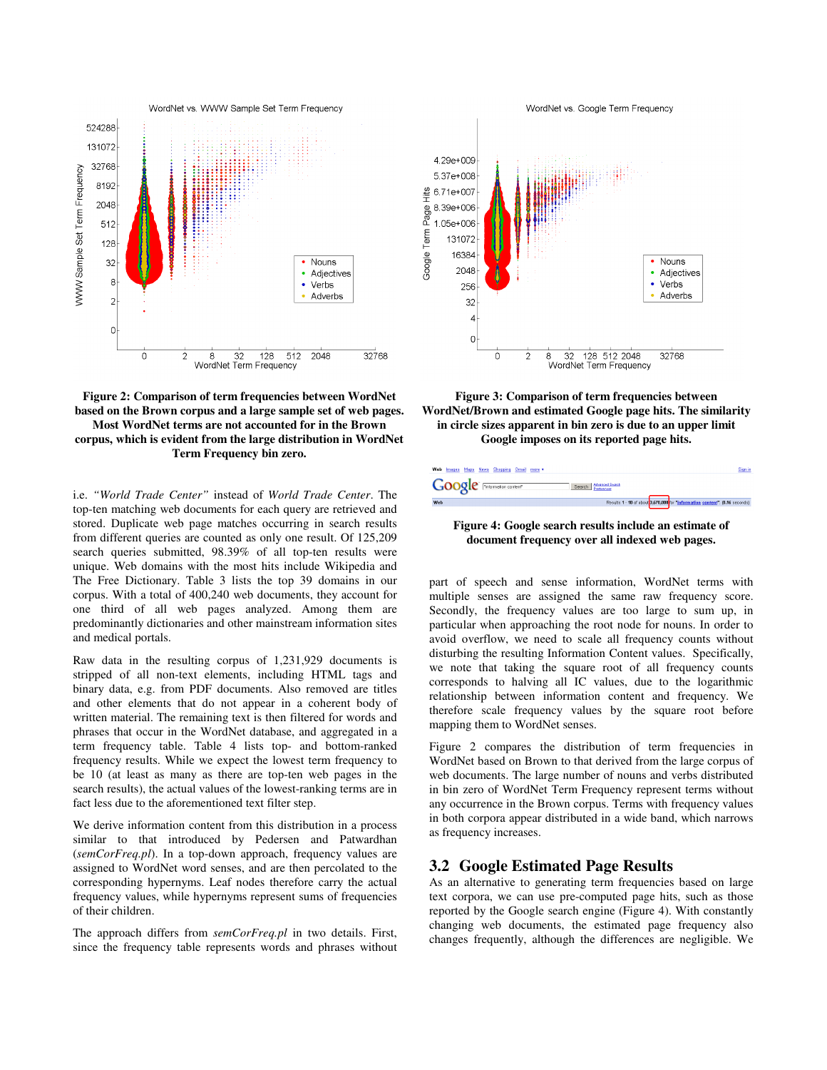**Figure 2: Comparison of term frequencies between WordNet based on the Brown corpus and a large sample set of web pages. Most WordNet terms are not accounted for in the Brown corpus, which is evident from the large distribution in WordNet Term Frequency bin zero.**

**Figure 3: Comparison of term frequencies between WordNet/Brown and estimated Google page hits. The similarity in circle sizes apparent in bin zero is due to an upper limit Google imposes on its reported page hits.**

**Figure 4: Google search results include an estimate of document frequency over all indexed web pages.**

i.e. *"World Trade Center"* instead of *World Trade Center*. The top-ten matching web documents for each query are retrieved and stored. Duplicate web page matches occurring in search results from different queries are counted as only one result. Of 125,209 search queries submitted, 98.39% of all top-ten results were unique. Web domains with the most hits include Wikipedia and The Free Dictionary. Table 3 lists the top 39 domains in our corpus. With a total of 400,240 web documents, they account for one third of all web pages analyzed. Among them are predominantly dictionaries and other mainstream information sites and medical portals.

Raw data in the resulting corpus of 1,231,929 documents is stripped of all non-text elements, including HTML tags and binary data, e.g. from PDF documents. Also removed are titles and other elements that do not appear in a coherent body of written material. The remaining text is then filtered for words and phrases that occur in the WordNet database, and aggregated in a term frequency table. Table 4 lists top- and bottom-ranked frequency results. While we expect the lowest term frequency to be 10 (at least as many as there are top-ten web pages in the search results), the actual values of the lowest-ranking terms are in fact less due to the aforementioned text filter step.

We derive information content from this distribution in a process similar to that introduced by Pedersen and Patwardhan (*semCorFreq.pl*). In a top-down approach, frequency values are assigned to WordNet word senses, and are then percolated to the corresponding hypernyms. Leaf nodes therefore carry the actual frequency values, while hypernyms represent sums of frequencies of their children.

The approach differs from *semCorFreq.pl* in two details. First, since the frequency table represents words and phrases without part of speech and sense information, WordNet terms with multiple senses are assigned the same raw frequency score. Secondly, the frequency values are too large to sum up, in particular when approaching the root node for nouns. In order to avoid overflow, we need to scale all frequency counts without disturbing the resulting Information Content values. Specifically, we note that taking the square root of all frequency counts corresponds to halving all IC values, due to the logarithmic relationship between information content and frequency. We therefore scale frequency values by the square root before mapping them to WordNet senses.

Figure 2 compares the distribution of term frequencies in WordNet based on Brown to that derived from the large corpus of web documents. The large number of nouns and verbs distributed in bin zero of WordNet Term Frequency represent terms without any occurrence in the Brown corpus. Terms with frequency values in both corpora appear distributed in a wide band, which narrows as frequency increases.

## 3.2 Google Estimated Page Results

As an alternative to generating term frequencies based on large text corpora, we can use pre-computed page hits, such as those reported by the Google search engine (Figure 4). With constantly changing web documents, the estimated page frequency also changes frequently, although the differences are negligible. We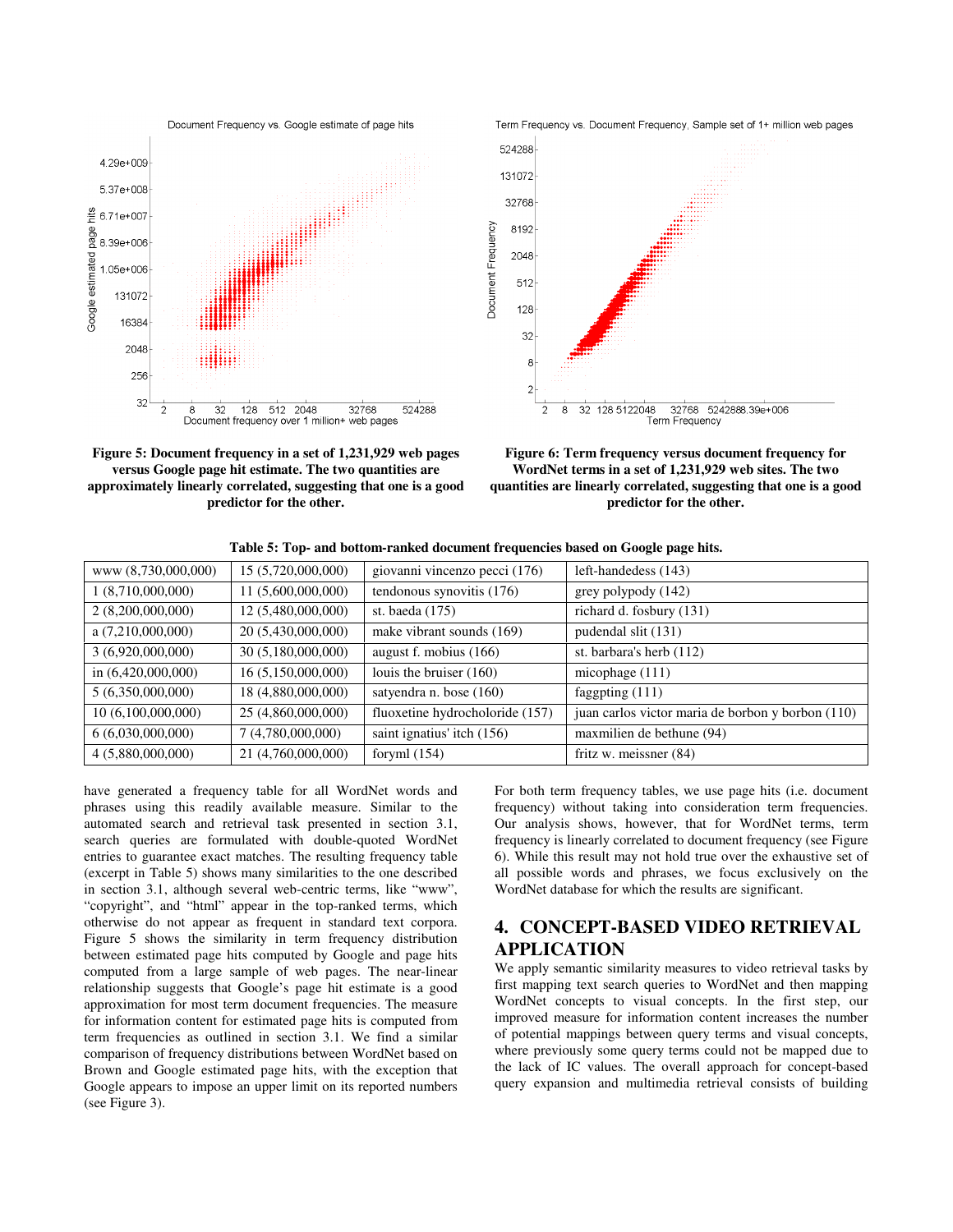Figure 5: Document frequency in a set of 1,231,929 web pages versus Google page hit estimate. The two quantities are approximately linearly correlated, suggesting that one is a good predictor for the other.

Figure 6: Term frequency versus document frequency for WordNet terms in a set of 1,231,929 web sites. The two quantities are linearly correlated, suggesting that one is a good predictor for the other.

**Table 5: Top- and bottom-ranked document frequencies based on Google page hits.**

| | | | |
|---|---|---|---|
| www (8,730,000,000) | 15 (5,720,000,000) | giovanni vincenzo pecci (176) | left-handedess (143) |
| 1 (8,710,000,000) | 11 (5,600,000,000) | tendonous synovitis (176) | grey polypody (142) |
| 2 (8,200,000,000) | 12 (5,480,000,000) | st. baeda (175) | richard d. fosbury (131) |
| a (7,210,000,000) | 20 (5,430,000,000) | make vibrant sounds (169) | pudendal slit (131) |
| 3 (6,920,000,000) | 30 (5,180,000,000) | august f. mobius (166) | st. barbara's herb (112) |
| in (6,420,000,000) | 16 (5,150,000,000) | louis the bruiser (160) | micophage (111) |
| 5 (6,350,000,000) | 18 (4,880,000,000) | satyendra n. bose (160) | faggpting (111) |
| 10 (6,100,000,000) | 25 (4,860,000,000) | fluoxetine hydrocholoride (157) | juan carlos victor maria de borbon y borbon (110) |
| 6 (6,030,000,000) | 7 (4,780,000,000) | saint ignatius' itch (156) | maxmilien de bethune (94) |
| 4 (5,880,000,000) | 21 (4,760,000,000) | foryml (154) | fritz w. meissner (84) |

have generated a frequency table for all WordNet words and phrases using this readily available measure. Similar to the automated search and retrieval task presented in section 3.1, search queries are formulated with double-quoted WordNet entries to guarantee exact matches. The resulting frequency table (excerpt in Table 5) shows many similarities to the one described in section 3.1, although several web-centric terms, like "www", "copyright", and "html" appear in the top-ranked terms, which otherwise do not appear as frequent in standard text corpora. Figure 5 shows the similarity in term frequency distribution between estimated page hits computed by Google and page hits computed from a large sample of web pages. The near-linear relationship suggests that Google's page hit estimate is a good approximation for most term document frequencies. The measure for information content for estimated page hits is computed from term frequencies as outlined in section 3.1. We find a similar comparison of frequency distributions between WordNet based on Brown and Google estimated page hits, with the exception that Google appears to impose an upper limit on its reported numbers (see Figure 3).

For both term frequency tables, we use page hits (i.e. document frequency) without taking into consideration term frequencies. Our analysis shows, however, that for WordNet terms, term frequency is linearly correlated to document frequency (see Figure 6). While this result may not hold true over the exhaustive set of all possible words and phrases, we focus exclusively on the WordNet database for which the results are significant.

## 4. CONCEPT-BASED VIDEO RETRIEVAL APPLICATION

We apply semantic similarity measures to video retrieval tasks by first mapping text search queries to WordNet and then mapping WordNet concepts to visual concepts. In the first step, our improved measure for information content increases the number of potential mappings between query terms and visual concepts, where previously some query terms could not be mapped due to the lack of IC values. The overall approach for concept-based query expansion and multimedia retrieval consists of building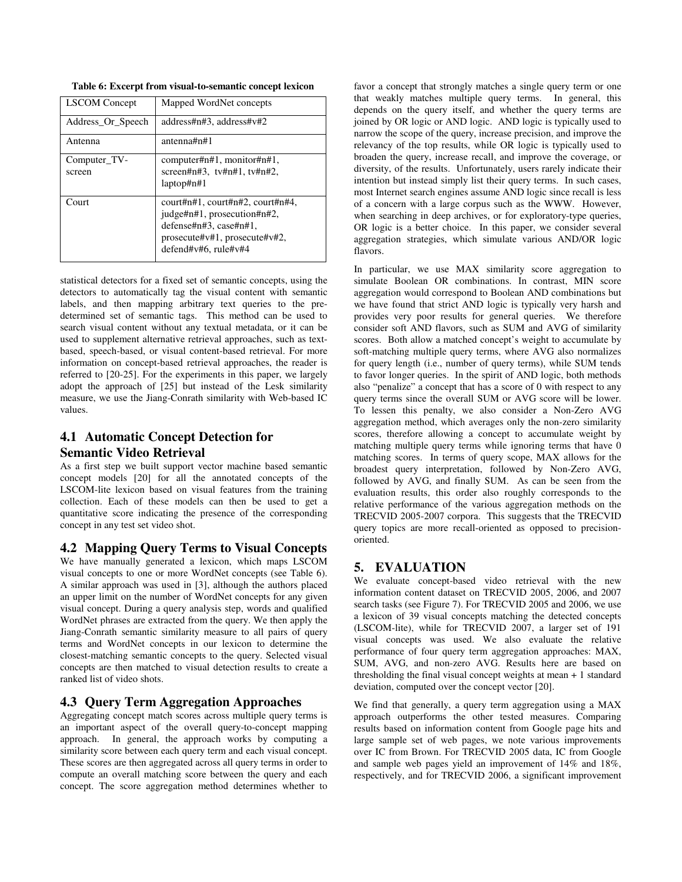**Table 6: Excerpt from visual-to-semantic concept lexicon**

| LSCOM Concept | Mapped WordNet concepts |
| --- | --- |
| Address_Or_Speech | address#n#3, address#v#2 |
| Antenna | antenna#n#1 |
| Computer_TV-screen | computer#n#1, monitor#n#1, screen#n#3, tv#n#1, tv#n#2, laptop#n#1 |
| Court | court#n#1, court#n#2, court#n#4, judge#n#1, prosecution#n#2, defense#n#3, case#n#1, prosecute#v#1, prosecute#v#2, defend#v#6, rule#v#4 |

statistical detectors for a fixed set of semantic concepts, using the detectors to automatically tag the visual content with semantic labels, and then mapping arbitrary text queries to the pre-determined set of semantic tags. This method can be used to search visual content without any textual metadata, or it can be used to supplement alternative retrieval approaches, such as text-based, speech-based, or visual content-based retrieval. For more information on concept-based retrieval approaches, the reader is referred to [20-25]. For the experiments in this paper, we largely adopt the approach of [25] but instead of the Lesk similarity measure, we use the Jiang-Conrath similarity with Web-based IC values.

## 4.1 Automatic Concept Detection for Semantic Video Retrieval

As a first step we built support vector machine based semantic concept models [20] for all the annotated concepts of the LSCOM-lite lexicon based on visual features from the training collection. Each of these models can then be used to get a quantitative score indicating the presence of the corresponding concept in any test set video shot.

## 4.2 Mapping Query Terms to Visual Concepts

We have manually generated a lexicon, which maps LSCOM visual concepts to one or more WordNet concepts (see Table 6). A similar approach was used in [3], although the authors placed an upper limit on the number of WordNet concepts for any given visual concept. During a query analysis step, words and qualified WordNet phrases are extracted from the query. We then apply the Jiang-Conrath semantic similarity measure to all pairs of query terms and WordNet concepts in our lexicon to determine the closest-matching semantic concepts to the query. Selected visual concepts are then matched to visual detection results to create a ranked list of video shots.

## 4.3 Query Term Aggregation Approaches

Aggregating concept match scores across multiple query terms is an important aspect of the overall query-to-concept mapping approach. In general, the approach works by computing a similarity score between each query term and each visual concept. These scores are then aggregated across all query terms in order to compute an overall matching score between the query and each concept. The score aggregation method determines whether to favor a concept that strongly matches a single query term or one that weakly matches multiple query terms. In general, this depends on the query itself, and whether the query terms are joined by OR logic or AND logic. AND logic is typically used to narrow the scope of the query, increase precision, and improve the relevancy of the top results, while OR logic is typically used to broaden the query, increase recall, and improve the coverage, or diversity, of the results. Unfortunately, users rarely indicate their intention but instead simply list their query terms. In such cases, most Internet search engines assume AND logic since recall is less of a concern with a large corpus such as the WWW. However, when searching in deep archives, or for exploratory-type queries, OR logic is a better choice. In this paper, we consider several aggregation strategies, which simulate various AND/OR logic flavors.

In particular, we use MAX similarity score aggregation to simulate Boolean OR combinations. In contrast, MIN score aggregation would correspond to Boolean AND combinations but we have found that strict AND logic is typically very harsh and provides very poor results for general queries. We therefore consider soft AND flavors, such as SUM and AVG of similarity scores. Both allow a matched concept's weight to accumulate by soft-matching multiple query terms, where AVG also normalizes for query length (i.e., number of query terms), while SUM tends to favor longer queries. In the spirit of AND logic, both methods also "penalize" a concept that has a score of 0 with respect to any query terms since the overall SUM or AVG score will be lower. To lessen this penalty, we also consider a Non-Zero AVG aggregation method, which averages only the non-zero similarity scores, therefore allowing a concept to accumulate weight by matching multiple query terms while ignoring terms that have 0 matching scores. In terms of query scope, MAX allows for the broadest query interpretation, followed by Non-Zero AVG, followed by AVG, and finally SUM. As can be seen from the evaluation results, this order also roughly corresponds to the relative performance of the various aggregation methods on the TRECVID 2005-2007 corpora. This suggests that the TRECVID query topics are more recall-oriented as opposed to precision-oriented.

# 5. EVALUATION

We evaluate concept-based video retrieval with the new information content dataset on TRECVID 2005, 2006, and 2007 search tasks (see Figure 7). For TRECVID 2005 and 2006, we use a lexicon of 39 visual concepts matching the detected concepts (LSCOM-lite), while for TRECVID 2007, a larger set of 191 visual concepts was used. We also evaluate the relative performance of four query term aggregation approaches: MAX, SUM, AVG, and non-zero AVG. Results here are based on thresholding the final visual concept weights at mean + 1 standard deviation, computed over the concept vector [20].

We find that generally, a query term aggregation using a MAX approach outperforms the other tested measures. Comparing results based on information content from Google page hits and large sample set of web pages, we note various improvements over IC from Brown. For TRECVID 2005 data, IC from Google and sample web pages yield an improvement of 14% and 18%, respectively, and for TRECVID 2006, a significant improvement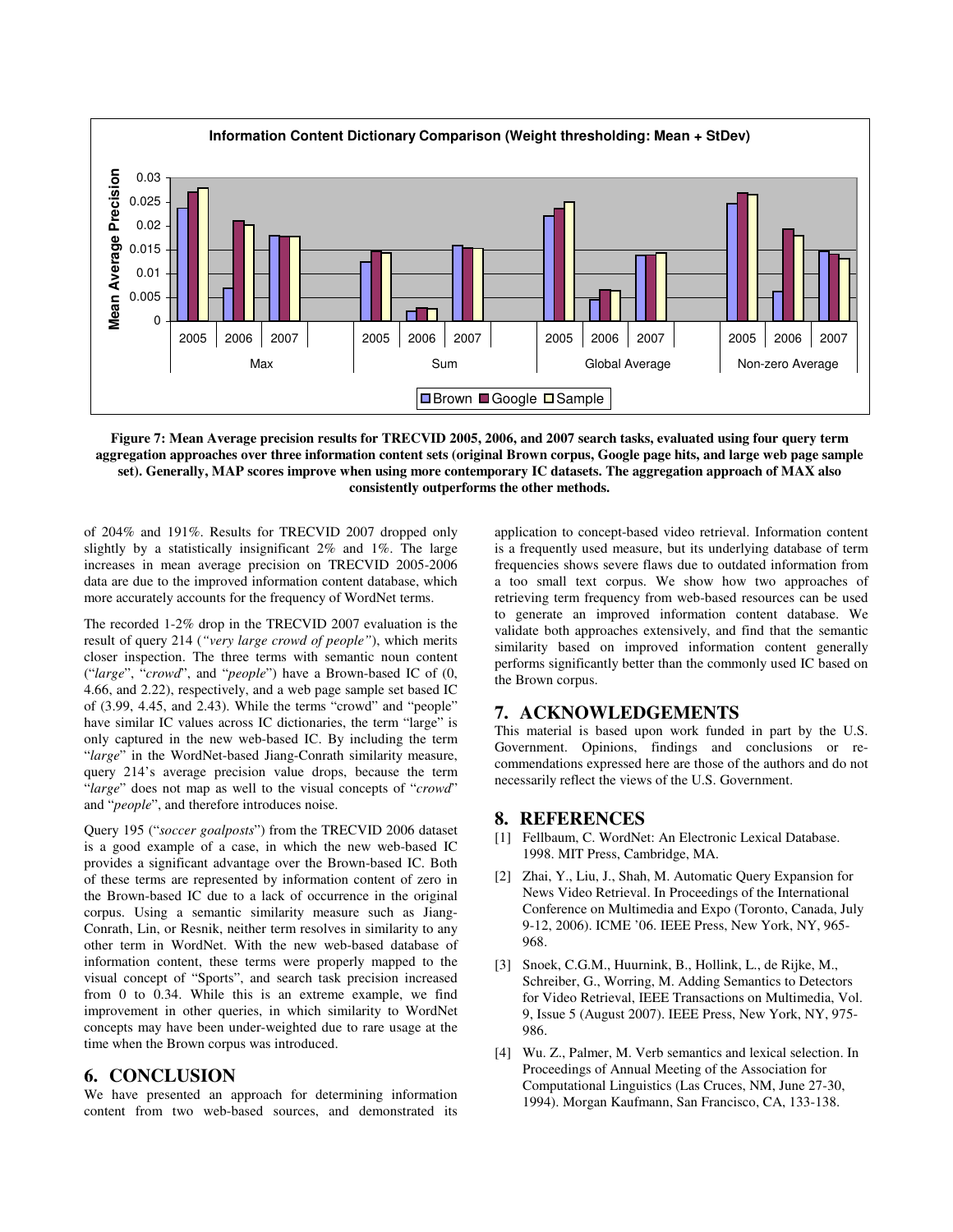**Figure 7: Mean Average precision results for TRECVID 2005, 2006, and 2007 search tasks, evaluated using four query term aggregation approaches over three information content sets (original Brown corpus, Google page hits, and large web page sample set). Generally, MAP scores improve when using more contemporary IC datasets. The aggregation approach of MAX also consistently outperforms the other methods.**

of 204% and 191%. Results for TRECVID 2007 dropped only slightly by a statistically insignificant 2% and 1%. The large increases in mean average precision on TRECVID 2005-2006 data are due to the improved information content database, which more accurately accounts for the frequency of WordNet terms.

The recorded 1-2% drop in the TRECVID 2007 evaluation is the result of query 214 (*"very large crowd of people"*), which merits closer inspection. The three terms with semantic noun content ("*large*", "*crowd*", and "*people*") have a Brown-based IC of (0, 4.66, and 2.22), respectively, and a web page sample set based IC of (3.99, 4.45, and 2.43). While the terms "crowd" and "people" have similar IC values across IC dictionaries, the term "large" is only captured in the new web-based IC. By including the term "*large*" in the WordNet-based Jiang-Conrath similarity measure, query 214's average precision value drops, because the term "*large*" does not map as well to the visual concepts of "*crowd*" and "*people*", and therefore introduces noise.

Query 195 ("*soccer goalposts*") from the TRECVID 2006 dataset is a good example of a case, in which the new web-based IC provides a significant advantage over the Brown-based IC. Both of these terms are represented by information content of zero in the Brown-based IC due to a lack of occurrence in the original corpus. Using a semantic similarity measure such as Jiang-Conrath, Lin, or Resnik, neither term resolves in similarity to any other term in WordNet. With the new web-based database of information content, these terms were properly mapped to the visual concept of "Sports", and search task precision increased from 0 to 0.34. While this is an extreme example, we find improvement in other queries, in which similarity to WordNet concepts may have been under-weighted due to rare usage at the time when the Brown corpus was introduced.

## 6. CONCLUSION

We have presented an approach for determining information content from two web-based sources, and demonstrated its application to concept-based video retrieval. Information content is a frequently used measure, but its underlying database of term frequencies shows severe flaws due to outdated information from a too small text corpus. We show how two approaches of retrieving term frequency from web-based resources can be used to generate an improved information content database. We validate both approaches extensively, and find that the semantic similarity based on improved information content generally performs significantly better than the commonly used IC based on the Brown corpus.

## 7. ACKNOWLEDGEMENTS

This material is based upon work funded in part by the U.S. Government. Opinions, findings and conclusions or re-commendations expressed here are those of the authors and do not necessarily reflect the views of the U.S. Government.

## 8. REFERENCES

[1] Fellbaum, C. WordNet: An Electronic Lexical Database. 1998. MIT Press, Cambridge, MA.

[2] Zhai, Y., Liu, J., Shah, M. Automatic Query Expansion for News Video Retrieval. In Proceedings of the International Conference on Multimedia and Expo (Toronto, Canada, July 9-12, 2006). ICME '06. IEEE Press, New York, NY, 965-968.

[3] Snoek, C.G.M., Huurnink, B., Hollink, L., de Rijke, M., Schreiber, G., Worring, M. Adding Semantics to Detectors for Video Retrieval, IEEE Transactions on Multimedia, Vol. 9, Issue 5 (August 2007). IEEE Press, New York, NY, 975-986.

[4] Wu. Z., Palmer, M. Verb semantics and lexical selection. In Proceedings of Annual Meeting of the Association for Computational Linguistics (Las Cruces, NM, June 27-30, 1994). Morgan Kaufmann, San Francisco, CA, 133-138.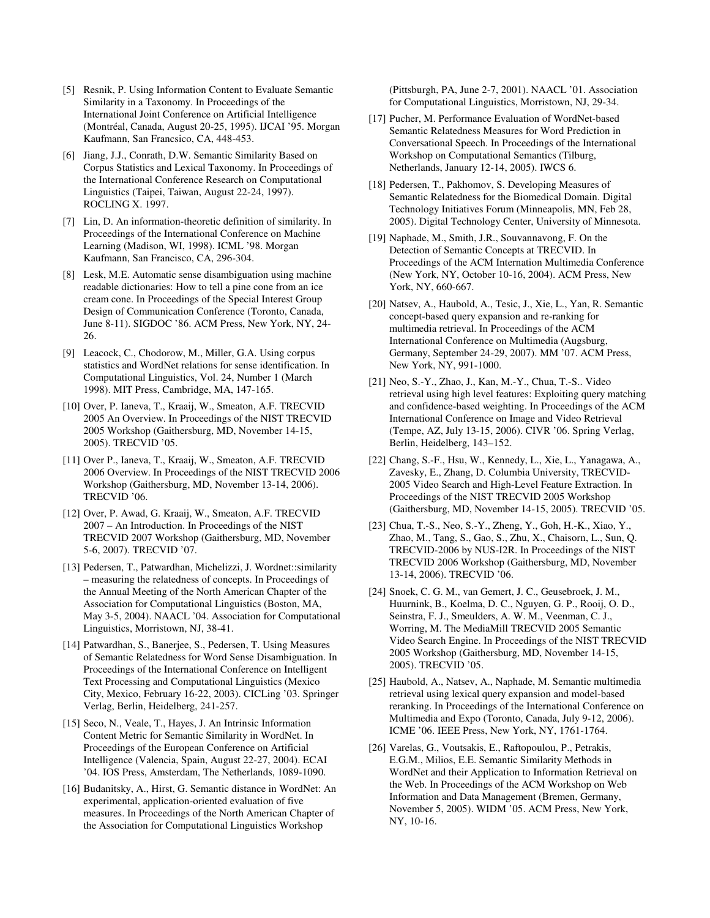[5] Resnik, P. Using Information Content to Evaluate Semantic Similarity in a Taxonomy. In Proceedings of the International Joint Conference on Artificial Intelligence (Montréal, Canada, August 20-25, 1995). IJCAI '95. Morgan Kaufmann, San Francsico, CA, 448-453.

[6] Jiang, J.J., Conrath, D.W. Semantic Similarity Based on Corpus Statistics and Lexical Taxonomy. In Proceedings of the International Conference Research on Computational Linguistics (Taipei, Taiwan, August 22-24, 1997). ROCLING X. 1997.

[7] Lin, D. An information-theoretic definition of similarity. In Proceedings of the International Conference on Machine Learning (Madison, WI, 1998). ICML '98. Morgan Kaufmann, San Francisco, CA, 296-304.

[8] Lesk, M.E. Automatic sense disambiguation using machine readable dictionaries: How to tell a pine cone from an ice cream cone. In Proceedings of the Special Interest Group Design of Communication Conference (Toronto, Canada, June 8-11). SIGDOC '86. ACM Press, New York, NY, 24-26.

[9] Leacock, C., Chodorow, M., Miller, G.A. Using corpus statistics and WordNet relations for sense identification. In Computational Linguistics, Vol. 24, Number 1 (March 1998). MIT Press, Cambridge, MA, 147-165.

[10] Over, P. Ianeva, T., Kraaij, W., Smeaton, A.F. TRECVID 2005 An Overview. In Proceedings of the NIST TRECVID 2005 Workshop (Gaithersburg, MD, November 14-15, 2005). TRECVID '05.

[11] Over P., Ianeva, T., Kraaij, W., Smeaton, A.F. TRECVID 2006 Overview. In Proceedings of the NIST TRECVID 2006 Workshop (Gaithersburg, MD, November 13-14, 2006). TRECVID '06.

[12] Over, P. Awad, G. Kraaij, W., Smeaton, A.F. TRECVID 2007 – An Introduction. In Proceedings of the NIST TRECVID 2007 Workshop (Gaithersburg, MD, November 5-6, 2007). TRECVID '07.

[13] Pedersen, T., Patwardhan, Michelizzi, J. Wordnet::similarity – measuring the relatedness of concepts. In Proceedings of the Annual Meeting of the North American Chapter of the Association for Computational Linguistics (Boston, MA, May 3-5, 2004). NAACL '04. Association for Computational Linguistics, Morristown, NJ, 38-41.

[14] Patwardhan, S., Banerjee, S., Pedersen, T. Using Measures of Semantic Relatedness for Word Sense Disambiguation. In Proceedings of the International Conference on Intelligent Text Processing and Computational Linguistics (Mexico City, Mexico, February 16-22, 2003). CICLing '03. Springer Verlag, Berlin, Heidelberg, 241-257.

[15] Seco, N., Veale, T., Hayes, J. An Intrinsic Information Content Metric for Semantic Similarity in WordNet. In Proceedings of the European Conference on Artificial Intelligence (Valencia, Spain, August 22-27, 2004). ECAI '04. IOS Press, Amsterdam, The Netherlands, 1089-1090.

[16] Budanitsky, A., Hirst, G. Semantic distance in WordNet: An experimental, application-oriented evaluation of five measures. In Proceedings of the North American Chapter of the Association for Computational Linguistics Workshop (Pittsburgh, PA, June 2-7, 2001). NAACL '01. Association for Computational Linguistics, Morristown, NJ, 29-34.

[17] Pucher, M. Performance Evaluation of WordNet-based Semantic Relatedness Measures for Word Prediction in Conversational Speech. In Proceedings of the International Workshop on Computational Semantics (Tilburg, Netherlands, January 12-14, 2005). IWCS 6.

[18] Pedersen, T., Pakhomov, S. Developing Measures of Semantic Relatedness for the Biomedical Domain. Digital Technology Initiatives Forum (Minneapolis, MN, Feb 28, 2005). Digital Technology Center, University of Minnesota.

[19] Naphade, M., Smith, J.R., Souvannavong, F. On the Detection of Semantic Concepts at TRECVID. In Proceedings of the ACM Internation Multimedia Conference (New York, NY, October 10-16, 2004). ACM Press, New York, NY, 660-667.

[20] Natsev, A., Haubold, A., Tesic, J., Xie, L., Yan, R. Semantic concept-based query expansion and re-ranking for multimedia retrieval. In Proceedings of the ACM International Conference on Multimedia (Augsburg, Germany, September 24-29, 2007). MM '07. ACM Press, New York, NY, 991-1000.

[21] Neo, S.-Y., Zhao, J., Kan, M.-Y., Chua, T.-S.. Video retrieval using high level features: Exploiting query matching and confidence-based weighting. In Proceedings of the ACM International Conference on Image and Video Retrieval (Tempe, AZ, July 13-15, 2006). CIVR '06. Spring Verlag, Berlin, Heidelberg, 143–152.

[22] Chang, S.-F., Hsu, W., Kennedy, L., Xie, L., Yanagawa, A., Zavesky, E., Zhang, D. Columbia University, TRECVID-2005 Video Search and High-Level Feature Extraction. In Proceedings of the NIST TRECVID 2005 Workshop (Gaithersburg, MD, November 14-15, 2005). TRECVID '05.

[23] Chua, T.-S., Neo, S.-Y., Zheng, Y., Goh, H.-K., Xiao, Y., Zhao, M., Tang, S., Gao, S., Zhu, X., Chaisorn, L., Sun, Q. TRECVID-2006 by NUS-I2R. In Proceedings of the NIST TRECVID 2006 Workshop (Gaithersburg, MD, November 13-14, 2006). TRECVID '06.

[24] Snoek, C. G. M., van Gemert, J. C., Geusebroek, J. M., Huurnink, B., Koelma, D. C., Nguyen, G. P., Rooij, O. D., Seinstra, F. J., Smeulders, A. W. M., Veenman, C. J., Worring, M. The MediaMill TRECVID 2005 Semantic Video Search Engine. In Proceedings of the NIST TRECVID 2005 Workshop (Gaithersburg, MD, November 14-15, 2005). TRECVID '05.

[25] Haubold, A., Natsev, A., Naphade, M. Semantic multimedia retrieval using lexical query expansion and model-based reranking. In Proceedings of the International Conference on Multimedia and Expo (Toronto, Canada, July 9-12, 2006). ICME '06. IEEE Press, New York, NY, 1761-1764.

[26] Varelas, G., Voutsakis, E., Raftopoulou, P., Petrakis, E.G.M., Milios, E.E. Semantic Similarity Methods in WordNet and their Application to Information Retrieval on the Web. In Proceedings of the ACM Workshop on Web Information and Data Management (Bremen, Germany, November 5, 2005). WIDM '05. ACM Press, New York, NY, 10-16.